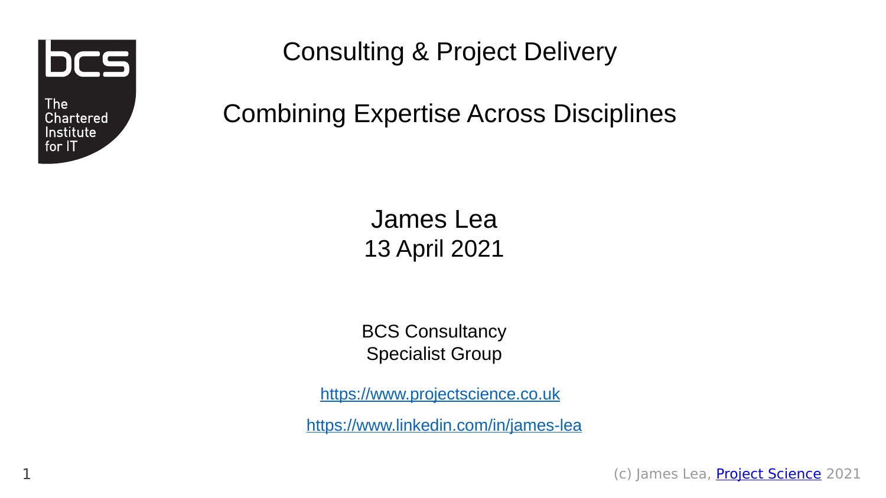# Consulting & Project Delivery

## Combining Expertise Across Disciplines

James Lea
13 April 2021

BCS Consultancy
Specialist Group

https://www.projectscience.co.uk

https://www.linkedin.com/in/james-lea

(c) James Lea, Project Science 2021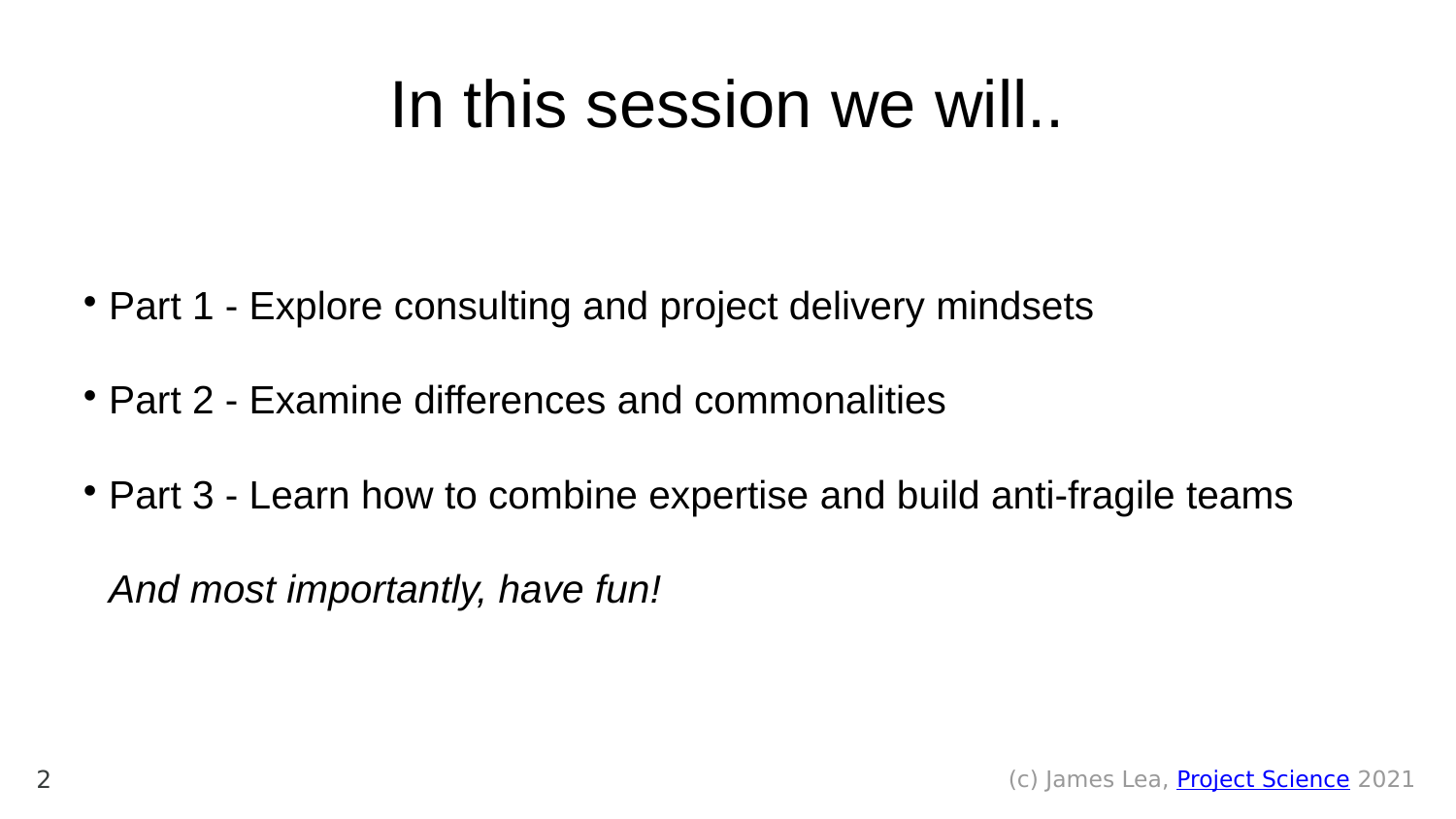# In this session we will..

- Part 1 - Explore consulting and project delivery mindsets
- Part 2 - Examine differences and commonalities
- Part 3 - Learn how to combine expertise and build anti-fragile teams

*And most importantly, have fun!*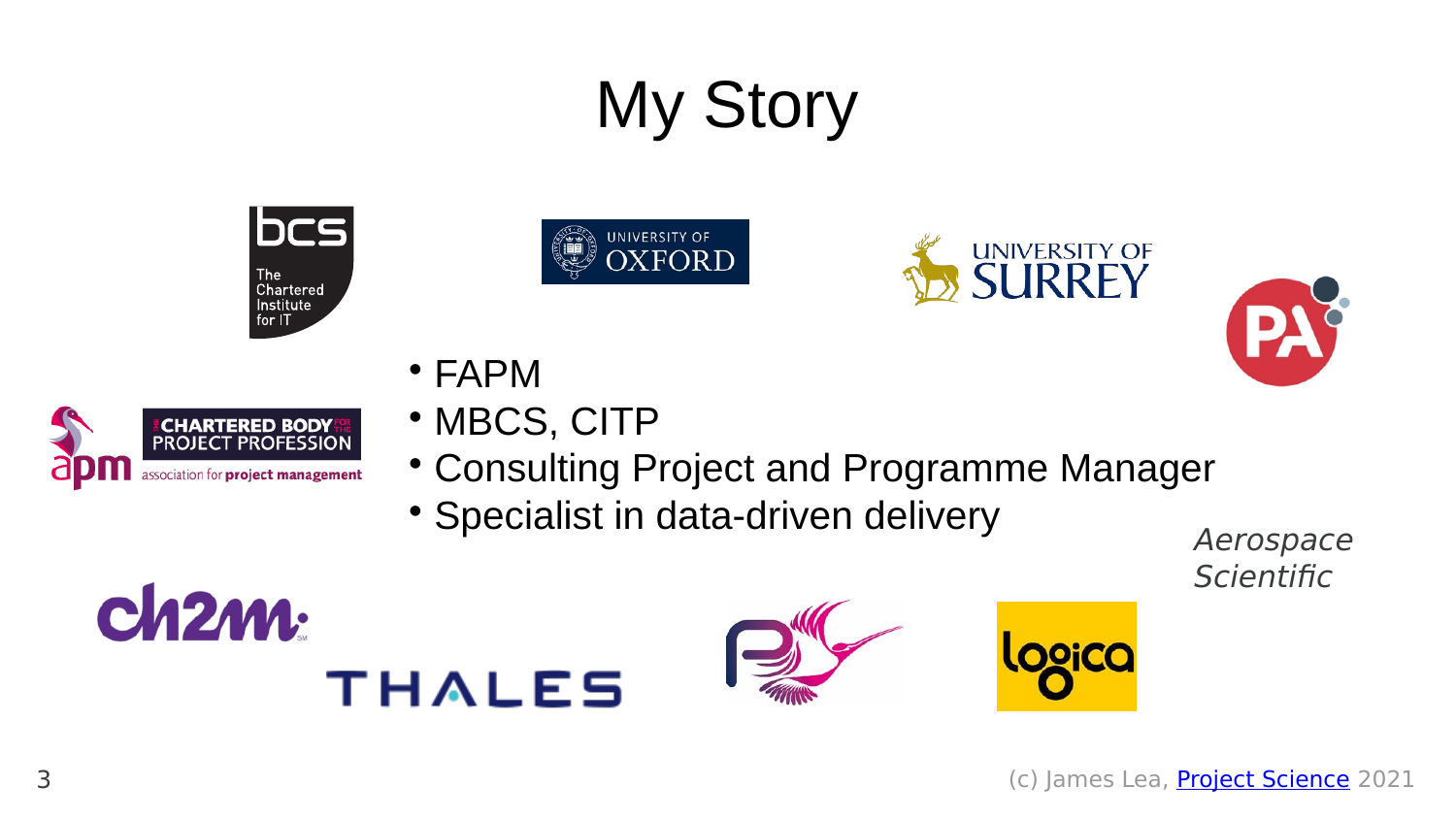# My Story

- FAPM
- MBCS, CITP
- Consulting Project and Programme Manager
- Specialist in data-driven delivery

*Aerospace*
*Scientific*

(c) James Lea, [Project Science](Project Science) 2021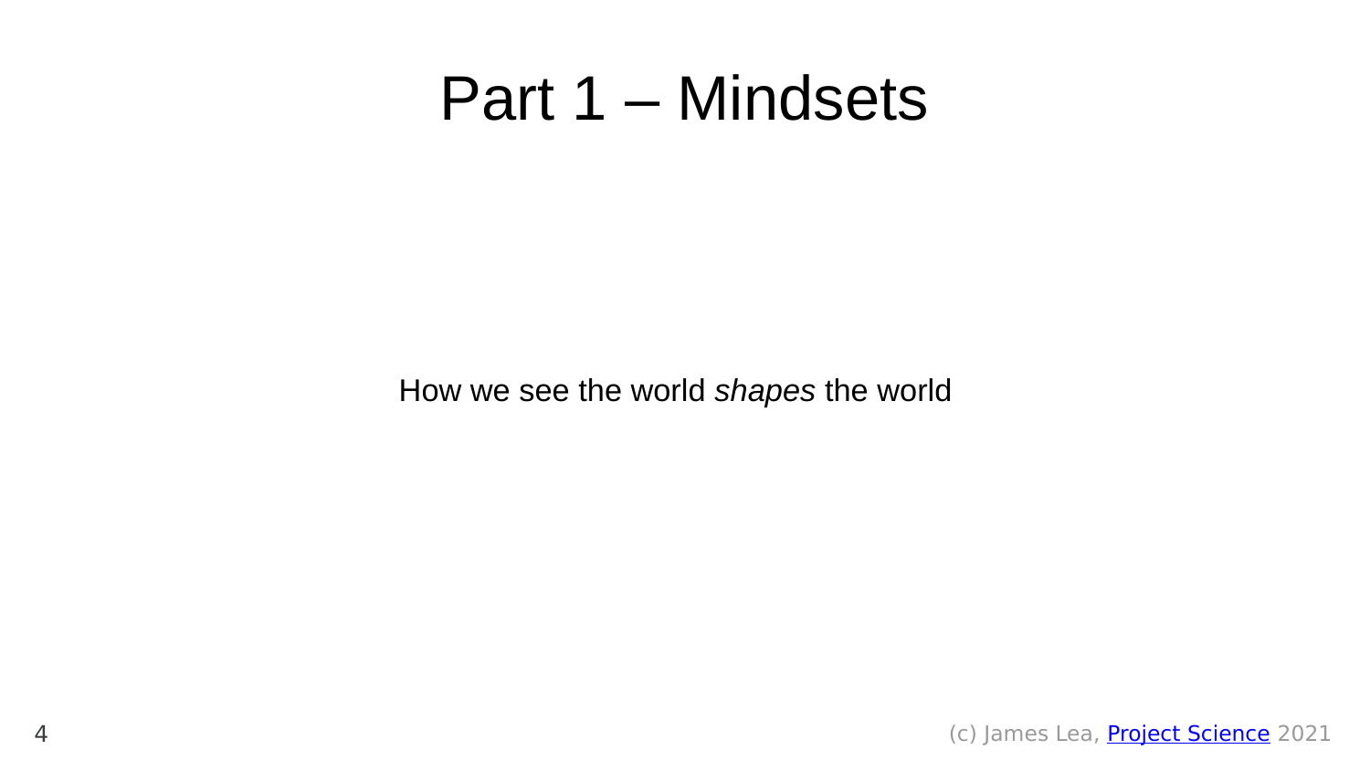# Part 1 – Mindsets

How we see the world *shapes* the world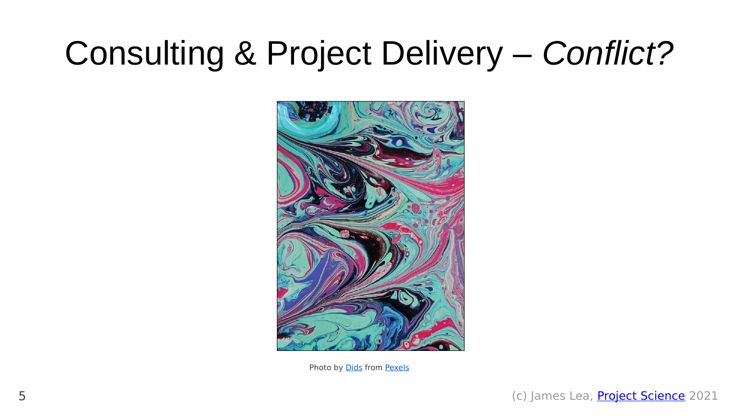# Consulting & Project Delivery – *Conflict?*

Photo by Dids from Pexels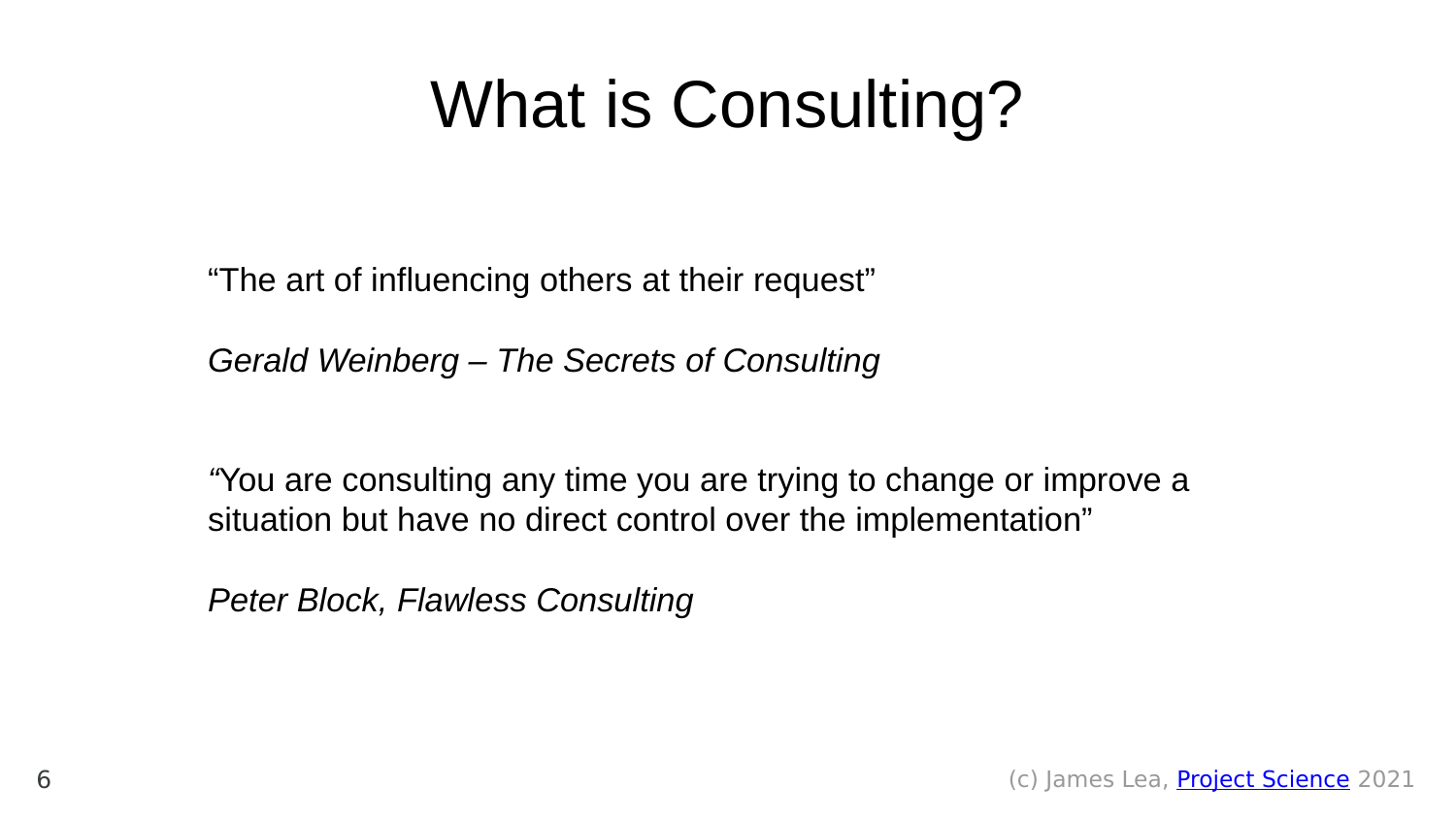# What is Consulting?

"The art of influencing others at their request"

*Gerald Weinberg – The Secrets of Consulting*

"You are consulting any time you are trying to change or improve a situation but have no direct control over the implementation"

*Peter Block, Flawless Consulting*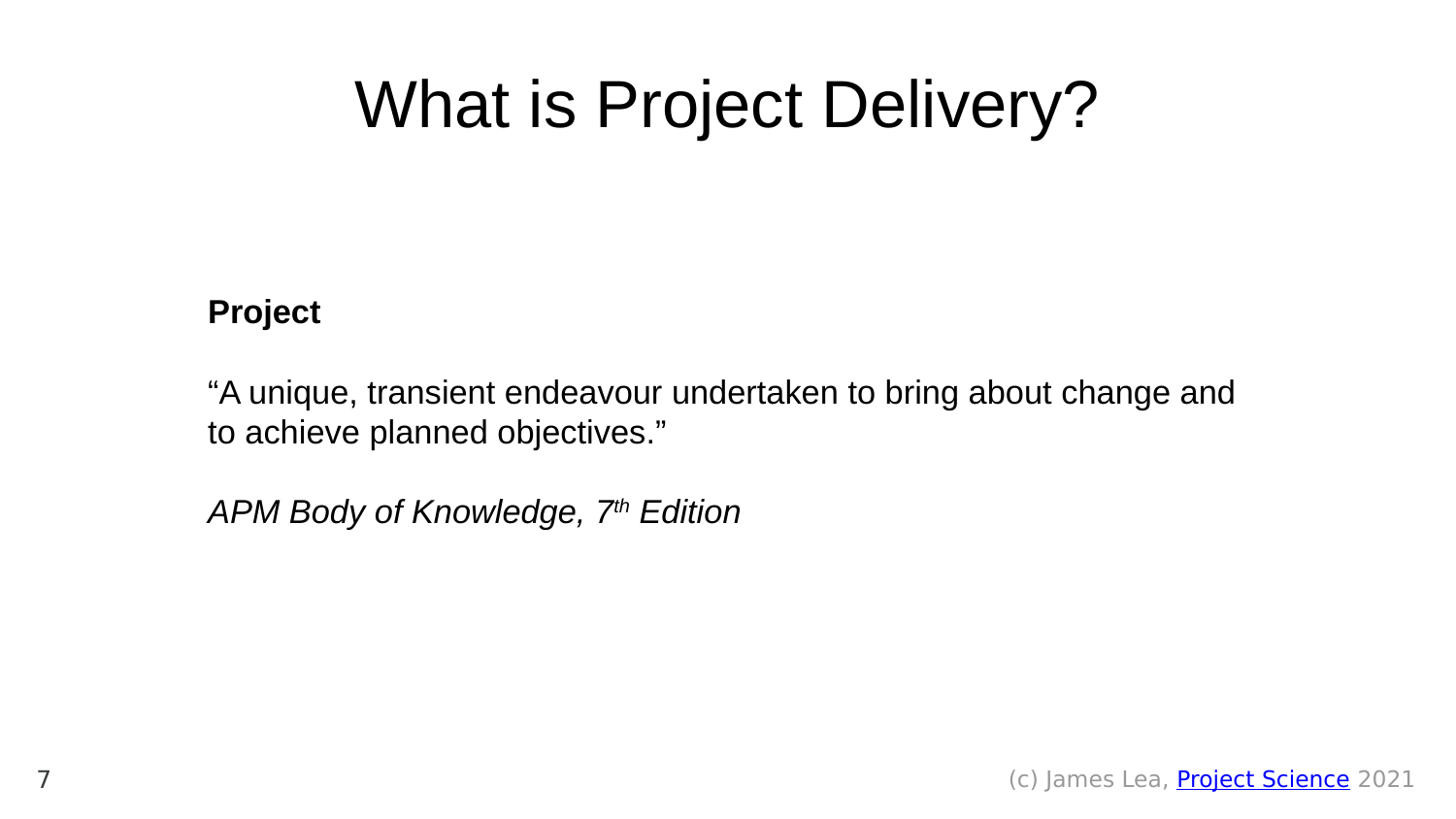# What is Project Delivery?

**Project**

"A unique, transient endeavour undertaken to bring about change and to achieve planned objectives."

*APM Body of Knowledge, 7th Edition*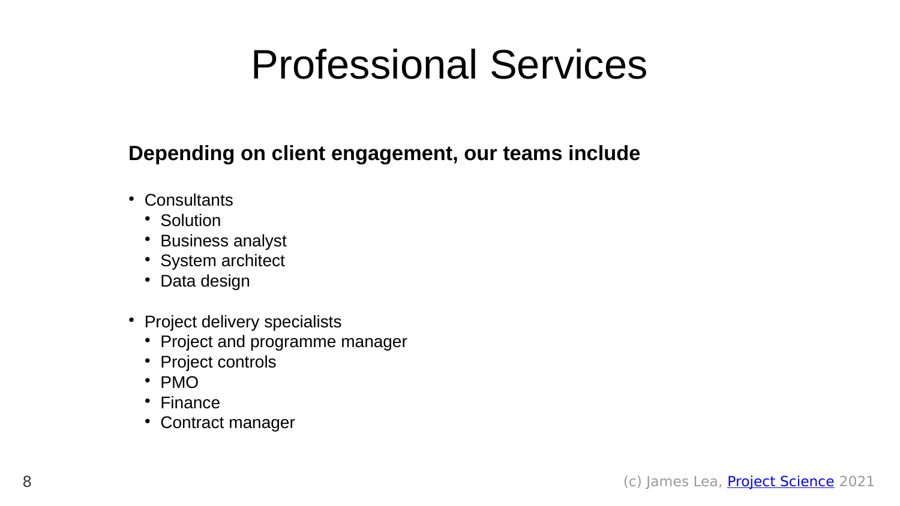# Professional Services

**Depending on client engagement, our teams include**

- Consultants
  - Solution
  - Business analyst
  - System architect
  - Data design

- Project delivery specialists
  - Project and programme manager
  - Project controls
  - PMO
  - Finance
  - Contract manager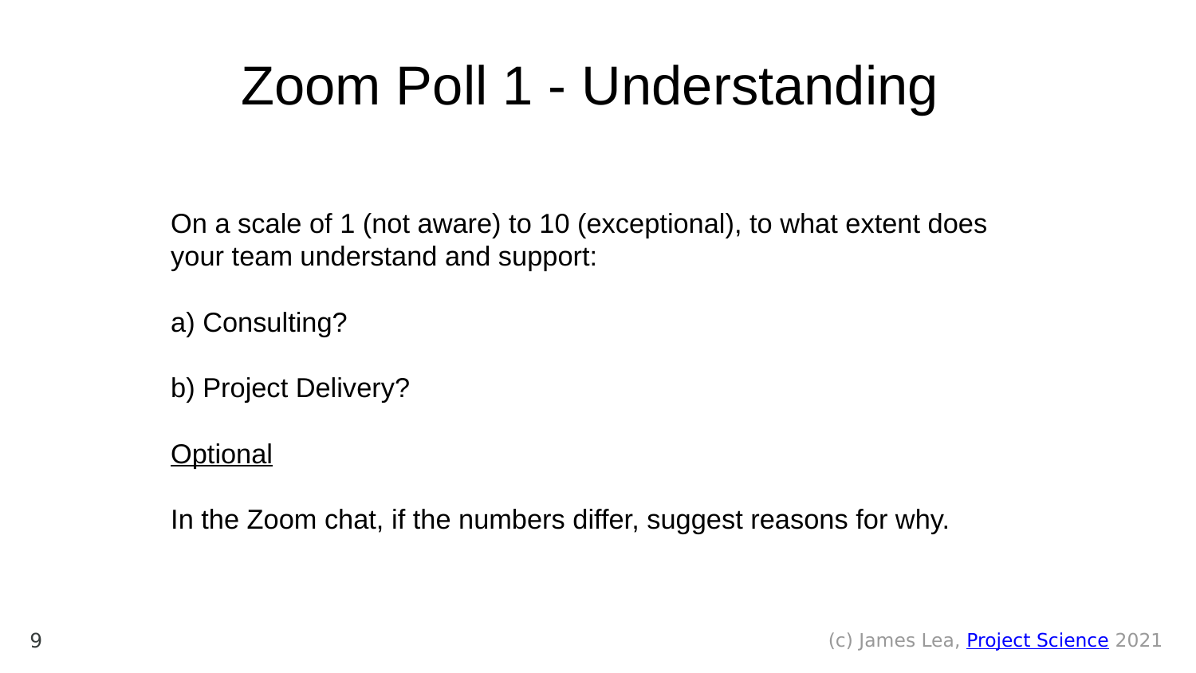# Zoom Poll 1 - Understanding

On a scale of 1 (not aware) to 10 (exceptional), to what extent does your team understand and support:

a) Consulting?

b) Project Delivery?

<u>Optional</u>

In the Zoom chat, if the numbers differ, suggest reasons for why.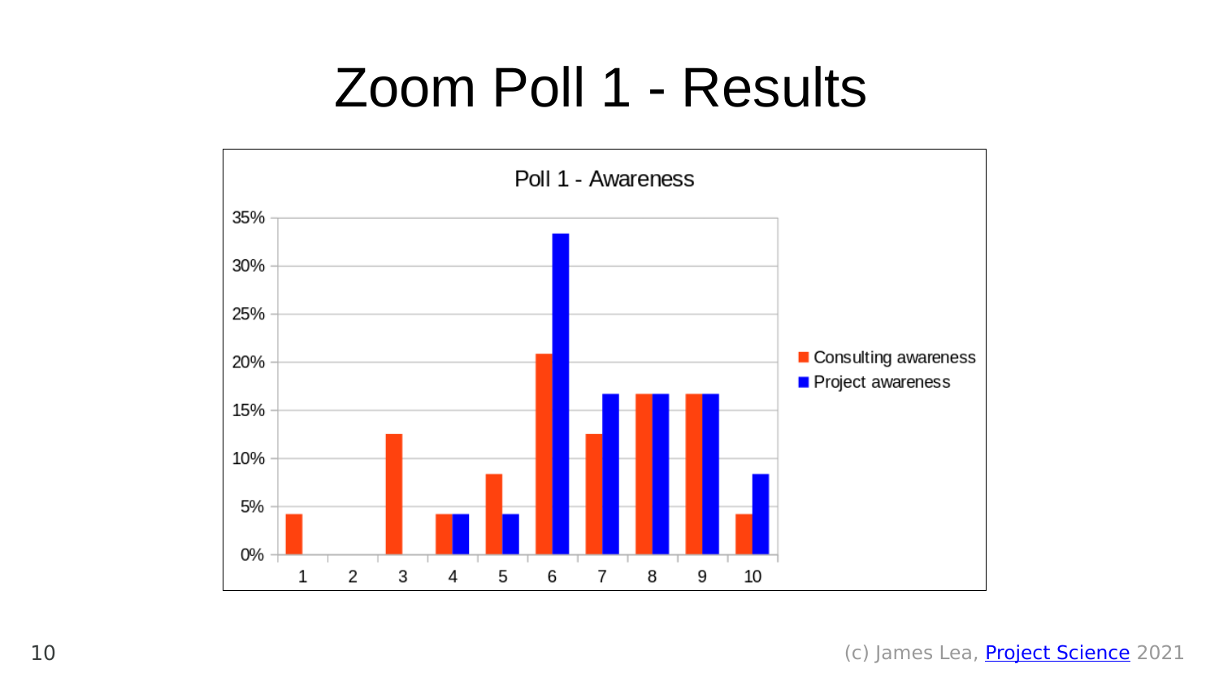# Zoom Poll 1 - Results

Poll 1 - Awareness

| Rating | Consulting awareness | Project awareness |
|---|---|---|
| 1 | ~4% | 0% |
| 2 | 0% | 0% |
| 3 | ~12.5% | 0% |
| 4 | ~4% | ~4% |
| 5 | ~8% | ~4% |
| 6 | ~21% | ~33% |
| 7 | ~12.5% | ~17% |
| 8 | ~17% | ~17% |
| 9 | ~17% | ~17% |
| 10 | ~4% | ~8% |

(c) James Lea, Project Science 2021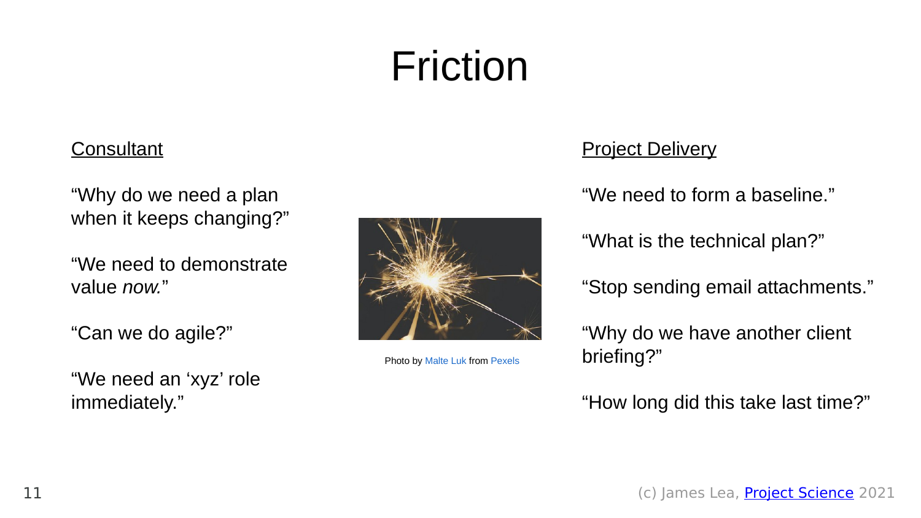# Friction

## Consultant

"Why do we need a plan when it keeps changing?"

"We need to demonstrate value *now.*"

"Can we do agile?"

"We need an 'xyz' role immediately."

Photo by Malte Luk from Pexels

## Project Delivery

"We need to form a baseline."

"What is the technical plan?"

"Stop sending email attachments."

"Why do we have another client briefing?"

"How long did this take last time?"

(c) James Lea, Project Science 2021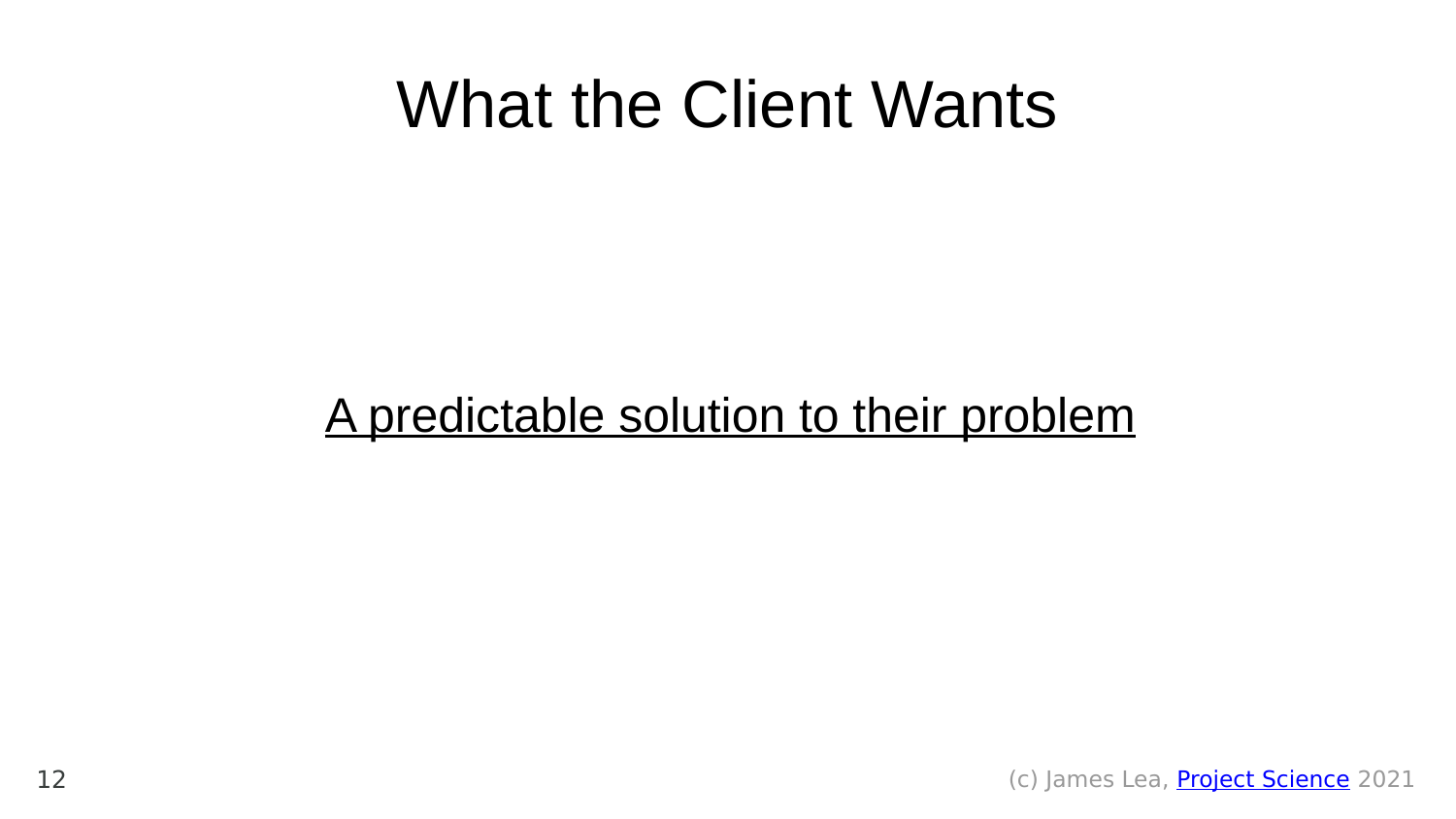# What the Client Wants

A predictable solution to their problem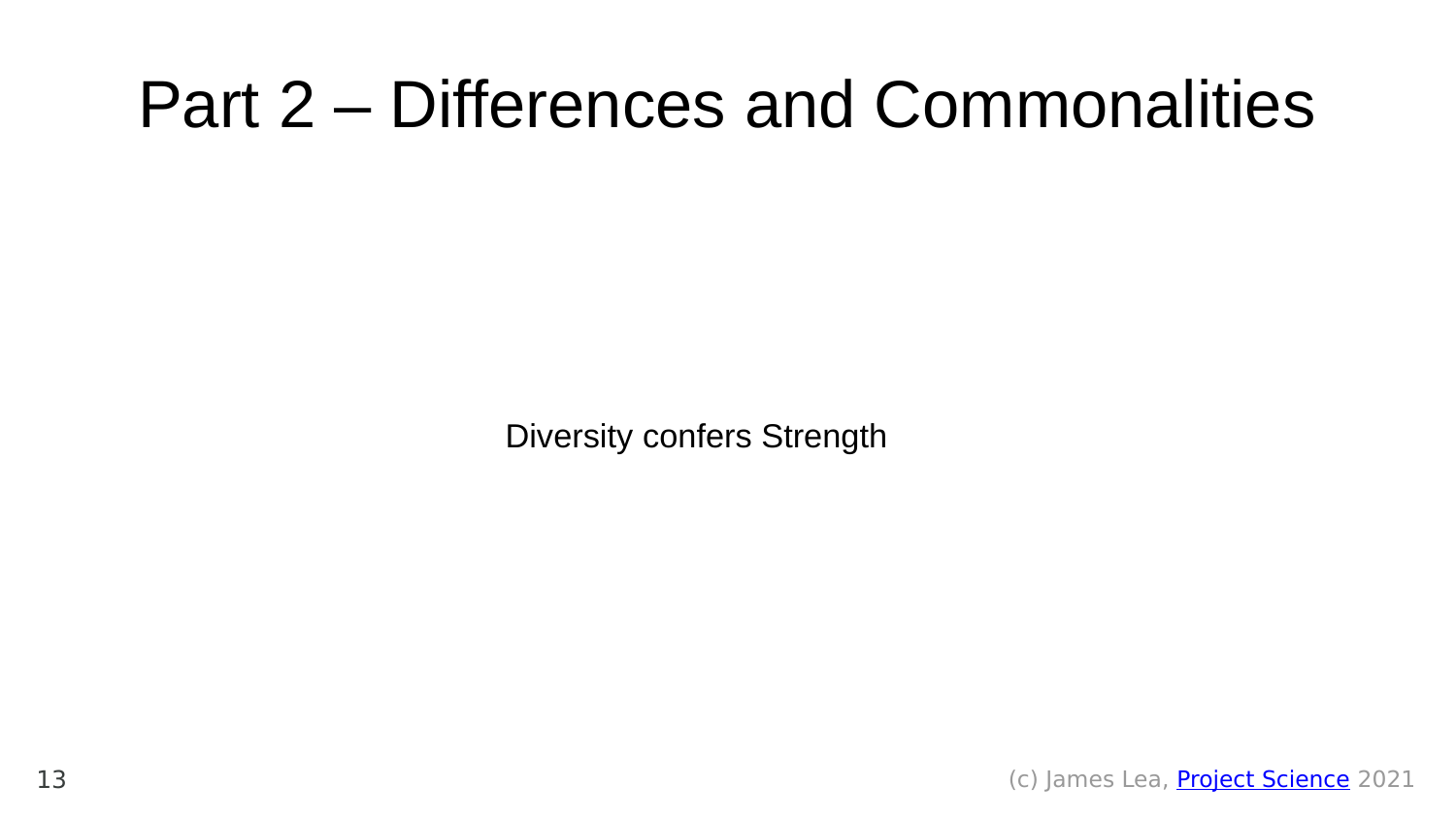# Part 2 – Differences and Commonalities

Diversity confers Strength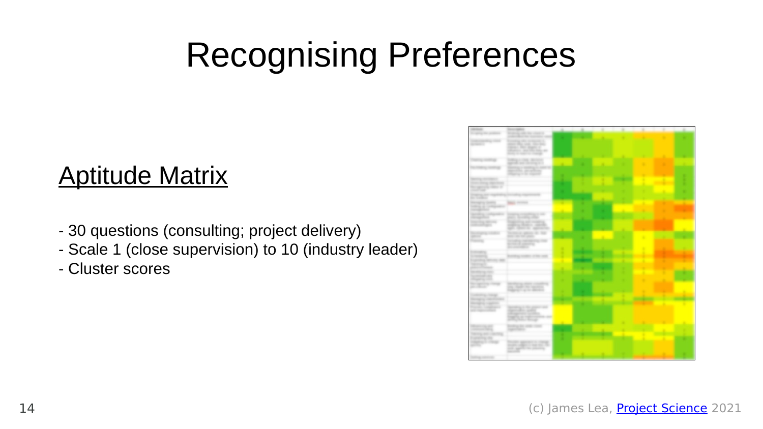# Recognising Preferences

## Aptitude Matrix

- 30 questions (consulting; project delivery)
- Scale 1 (close supervision) to 10 (industry leader)
- Cluster scores

(c) James Lea, [Project Science] 2021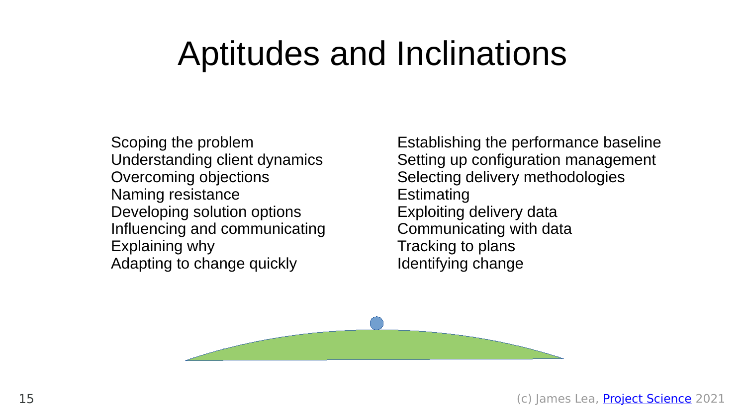# Aptitudes and Inclinations

Scoping the problem
Understanding client dynamics
Overcoming objections
Naming resistance
Developing solution options
Influencing and communicating
Explaining why
Adapting to change quickly

Establishing the performance baseline
Setting up configuration management
Selecting delivery methodologies
Estimating
Exploiting delivery data
Communicating with data
Tracking to plans
Identifying change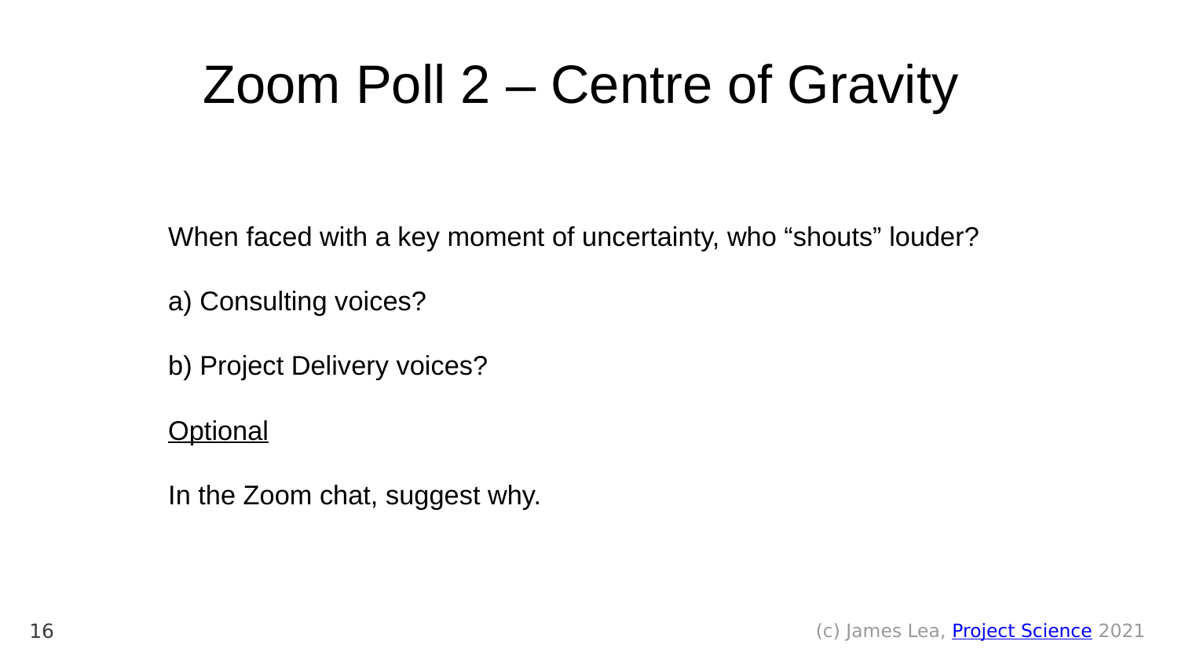# Zoom Poll 2 – Centre of Gravity

When faced with a key moment of uncertainty, who “shouts” louder?

a) Consulting voices?

b) Project Delivery voices?

<u>Optional</u>

In the Zoom chat, suggest why.

(c) James Lea, [Project Science](Project Science) 2021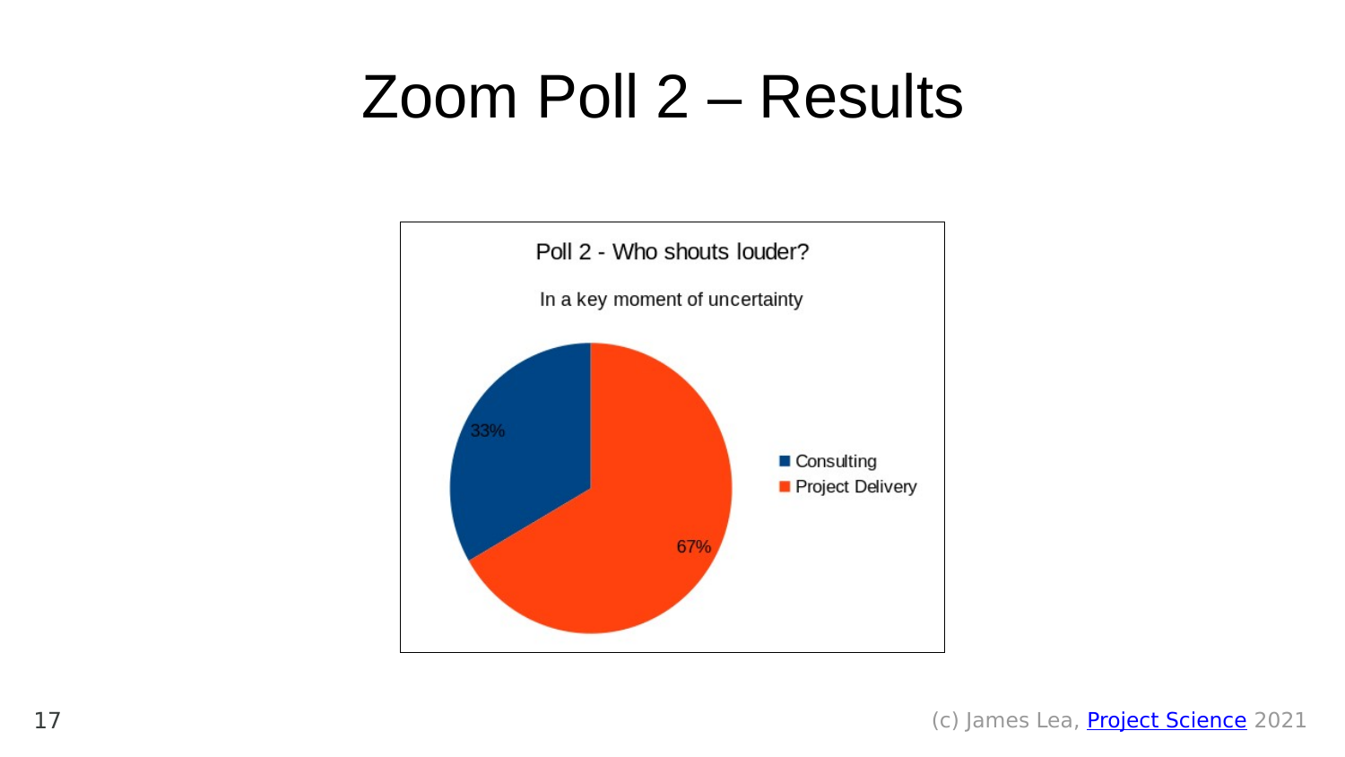# Zoom Poll 2 – Results

Poll 2 - Who shouts louder?

In a key moment of uncertainty

| Response | Percentage |
| --- | --- |
| Consulting | 33% |
| Project Delivery | 67% |

(c) James Lea, Project Science 2021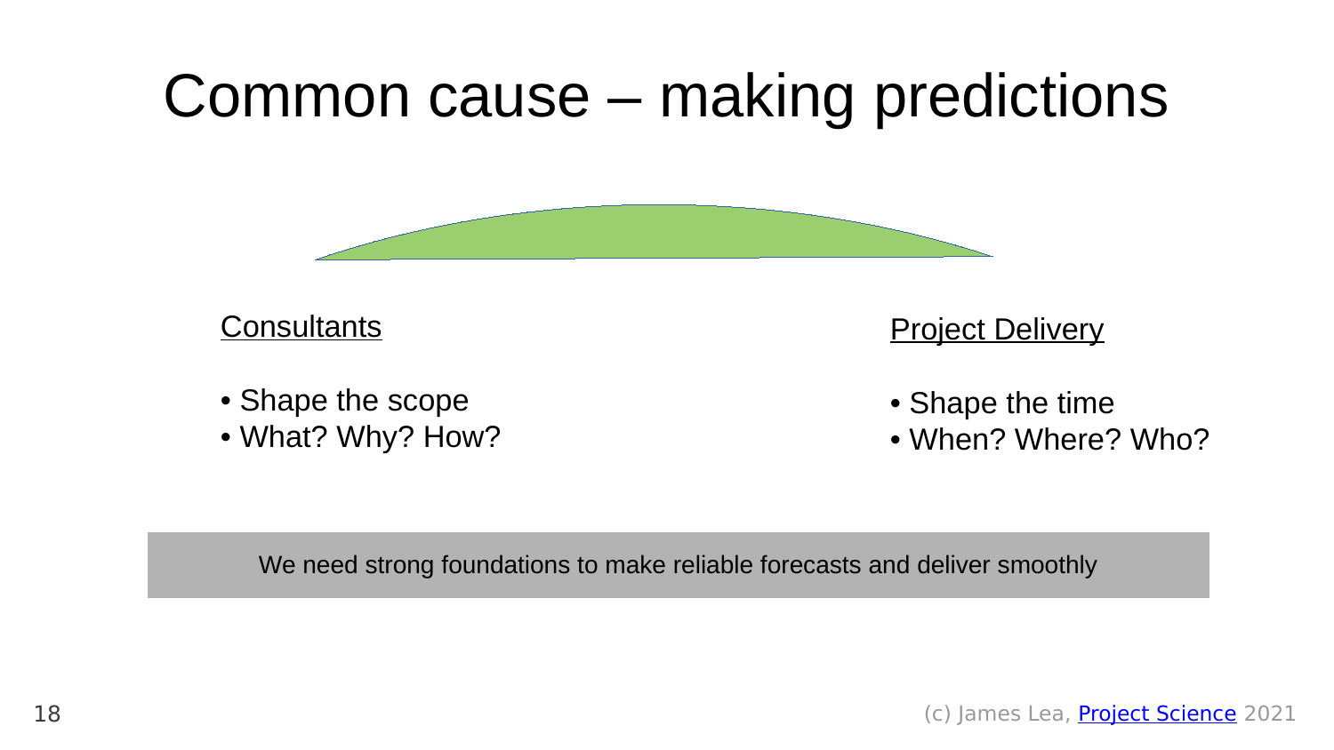# Common cause – making predictions

Consultants

- Shape the scope
- What? Why? How?

Project Delivery

- Shape the time
- When? Where? Who?

We need strong foundations to make reliable forecasts and deliver smoothly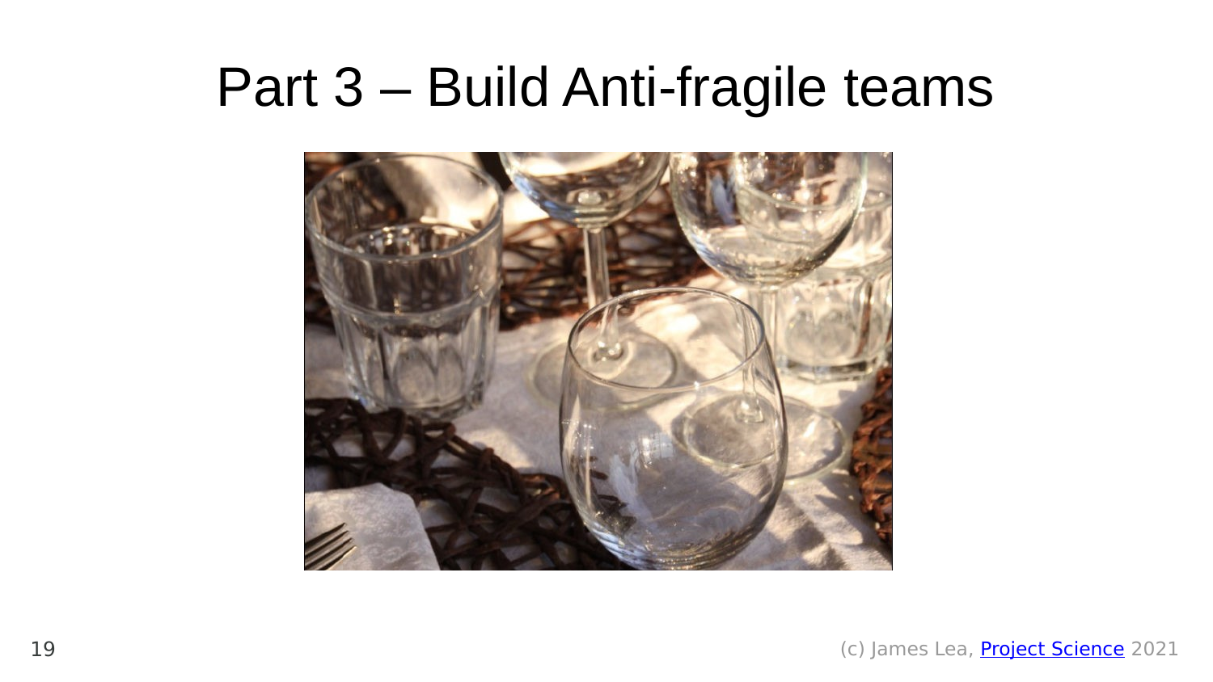# Part 3 – Build Anti-fragile teams

(c) James Lea, [Project Science] 2021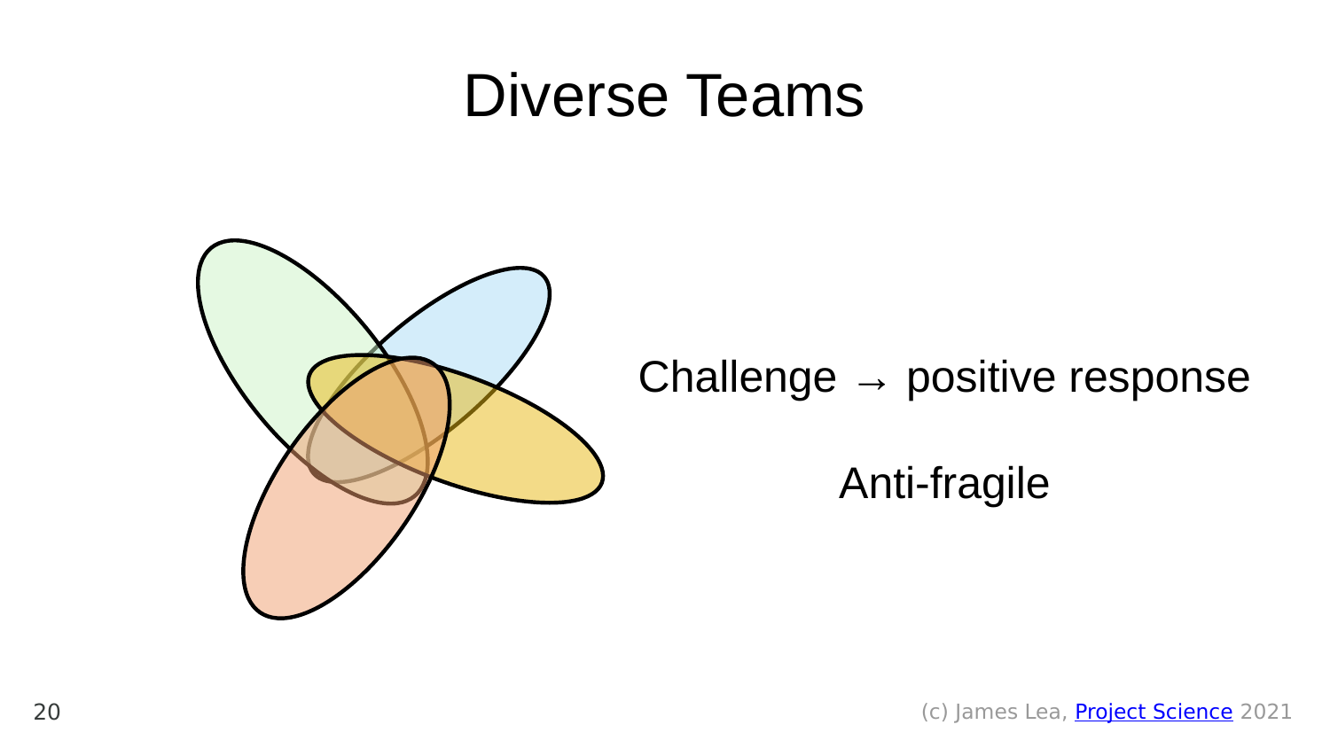# Diverse Teams

Challenge → positive response

Anti-fragile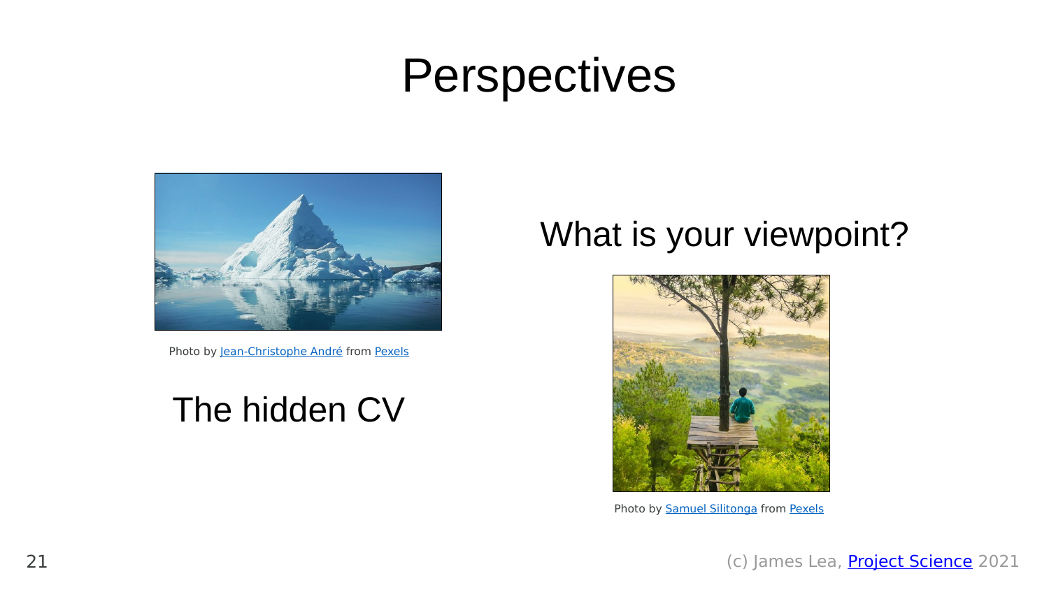# Perspectives

Photo by Jean-Christophe André from Pexels

The hidden CV

What is your viewpoint?

Photo by Samuel Silitonga from Pexels

(c) James Lea, Project Science 2021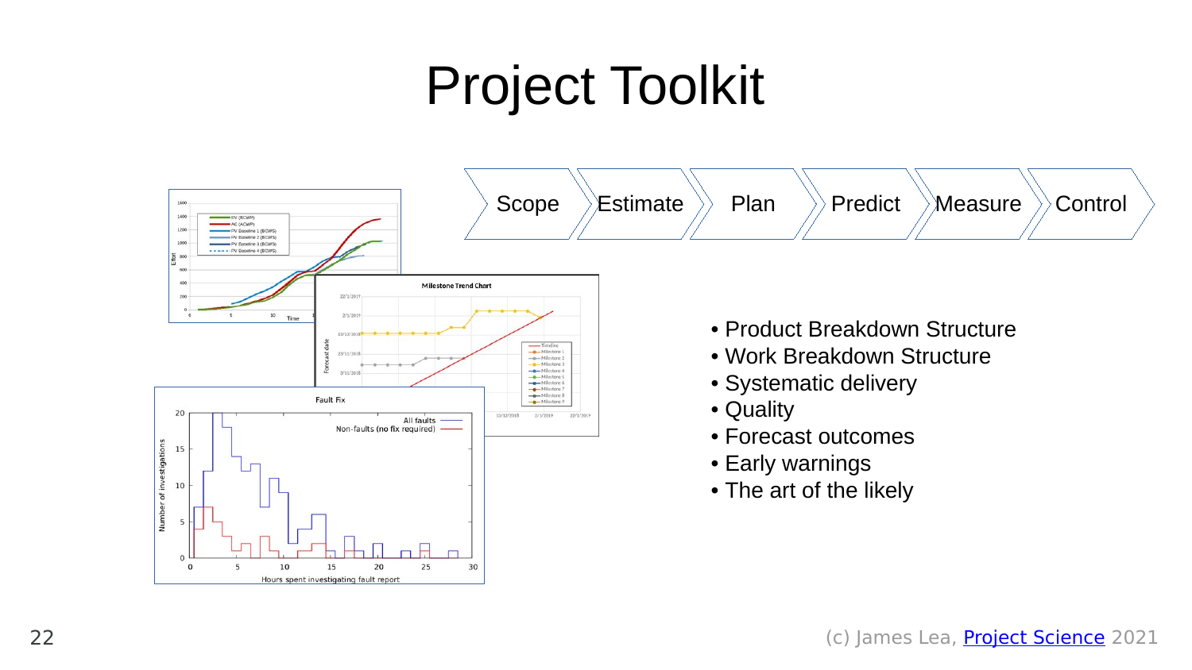# Project Toolkit

Scope → Estimate → Plan → Predict → Measure → Control

- Product Breakdown Structure
- Work Breakdown Structure
- Systematic delivery
- Quality
- Forecast outcomes
- Early warnings
- The art of the likely

(c) James Lea, Project Science 2021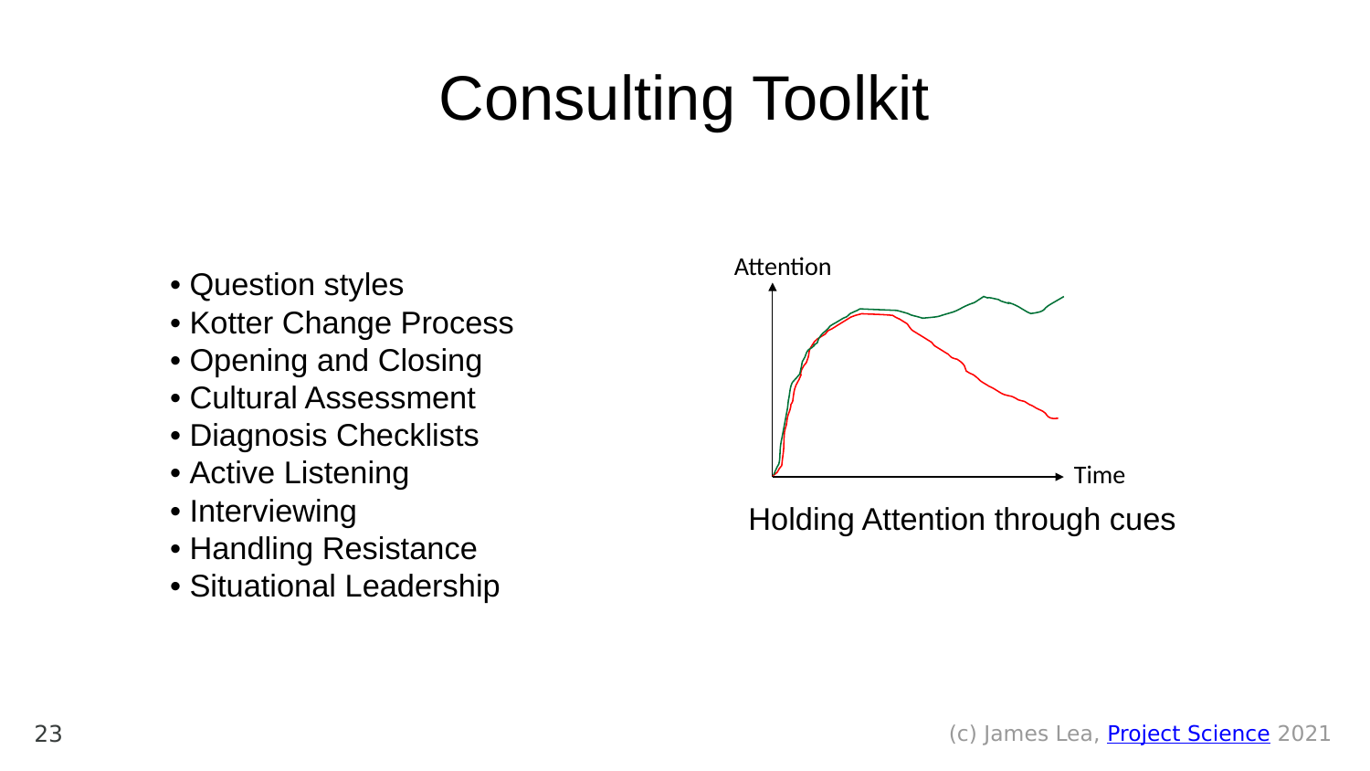# Consulting Toolkit

- Question styles
- Kotter Change Process
- Opening and Closing
- Cultural Assessment
- Diagnosis Checklists
- Active Listening
- Interviewing
- Handling Resistance
- Situational Leadership

Attention

Time

Holding Attention through cues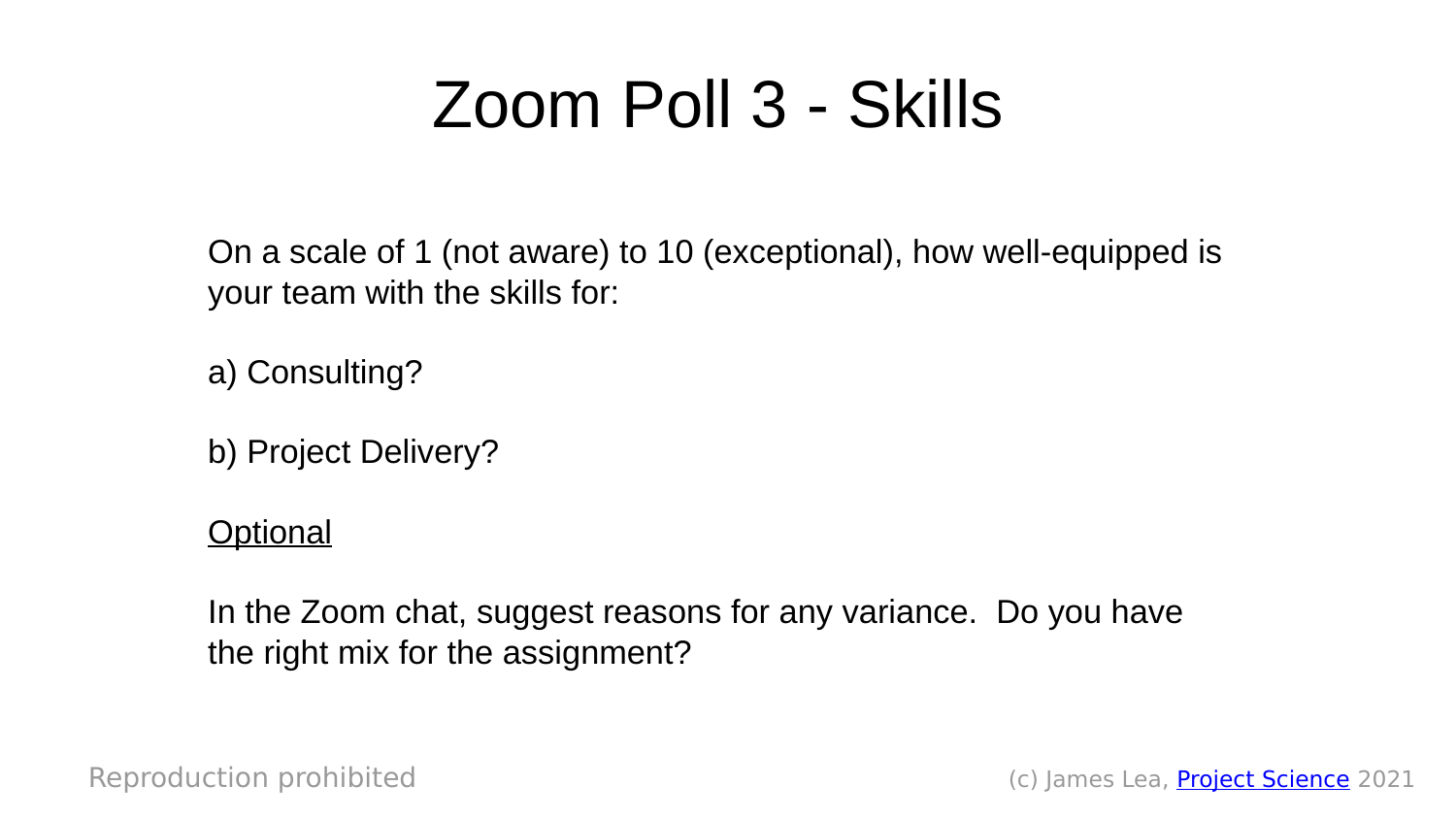# Zoom Poll 3 - Skills

On a scale of 1 (not aware) to 10 (exceptional), how well-equipped is your team with the skills for:

a) Consulting?

b) Project Delivery?

<u>Optional</u>

In the Zoom chat, suggest reasons for any variance. Do you have the right mix for the assignment?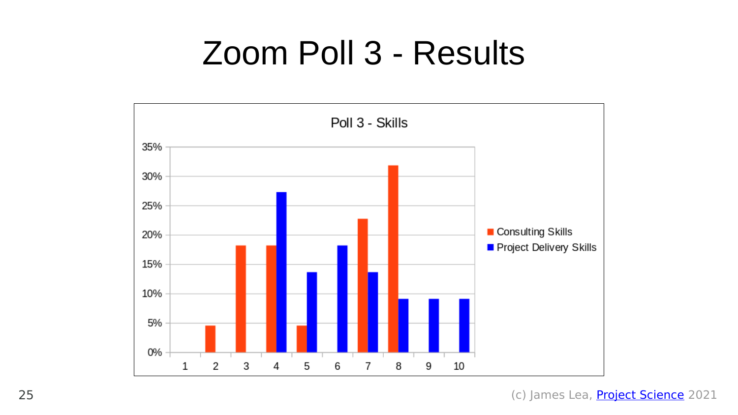# Zoom Poll 3 - Results

Poll 3 - Skills

| | 1 | 2 | 3 | 4 | 5 | 6 | 7 | 8 | 9 | 10 |
|---|---|---|---|---|---|---|---|---|---|---|
| Consulting Skills | 0% | 4.5% | 18% | 18% | 4.5% | 0% | 23% | 32% | 0% | 0% |
| Project Delivery Skills | 0% | 0% | 0% | 27% | 14% | 18% | 14% | 9% | 9% | 9% |

(c) James Lea, Project Science 2021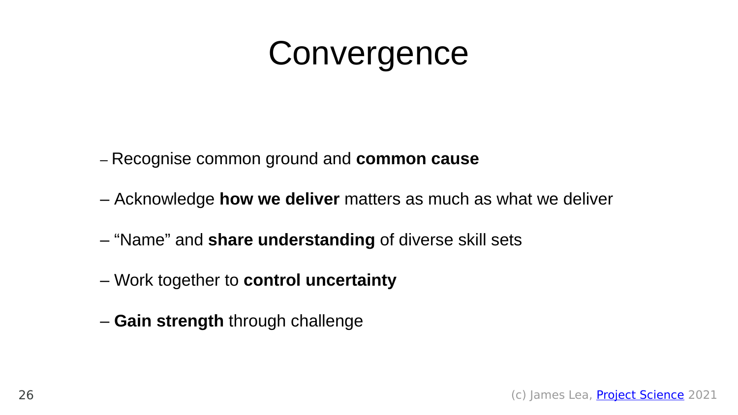# Convergence

– Recognise common ground and **common cause**

– Acknowledge **how we deliver** matters as much as what we deliver

– "Name" and **share understanding** of diverse skill sets

– Work together to **control uncertainty**

– **Gain strength** through challenge

(c) James Lea, Project Science 2021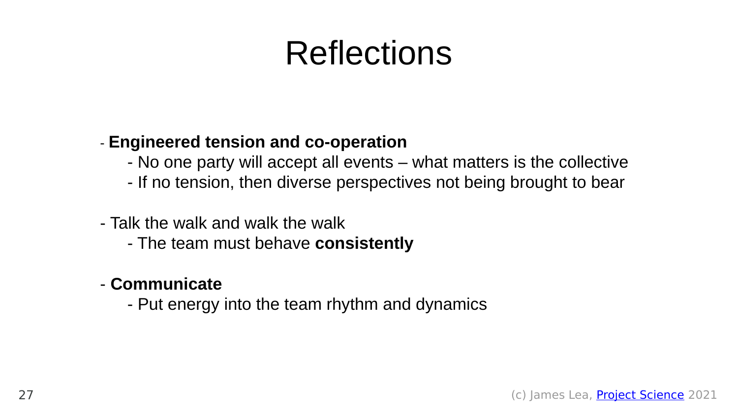# Reflections

- **Engineered tension and co-operation**
  - No one party will accept all events – what matters is the collective
  - If no tension, then diverse perspectives not being brought to bear

- Talk the walk and walk the walk
  - The team must behave **consistently**

- **Communicate**
  - Put energy into the team rhythm and dynamics

(c) James Lea, Project Science 2021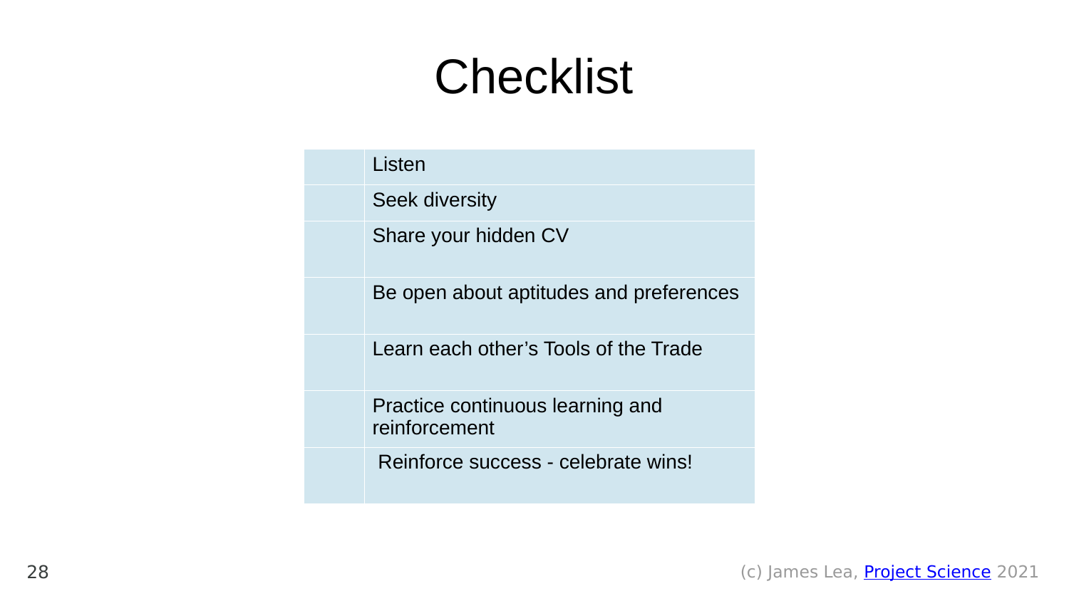# Checklist

| | |
|---|---|
| | Listen |
| | Seek diversity |
| | Share your hidden CV |
| | Be open about aptitudes and preferences |
| | Learn each other's Tools of the Trade |
| | Practice continuous learning and reinforcement |
| | Reinforce success - celebrate wins! |

(c) James Lea, Project Science 2021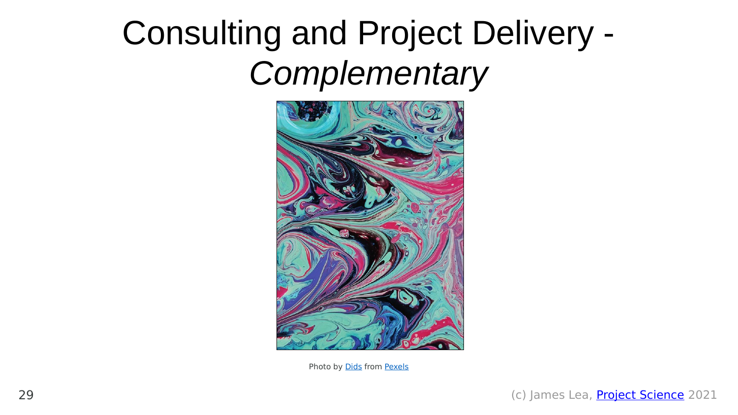# Consulting and Project Delivery - *Complementary*

Photo by Dids from Pexels

(c) James Lea, Project Science 2021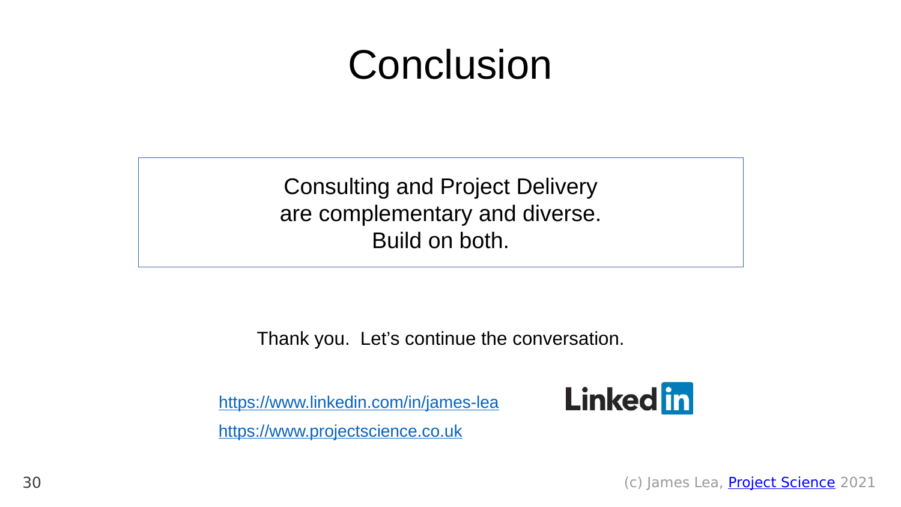# Conclusion

Consulting and Project Delivery
are complementary and diverse.
Build on both.

Thank you. Let's continue the conversation.

https://www.linkedin.com/in/james-lea

https://www.projectscience.co.uk

LinkedIn

(c) James Lea, Project Science 2021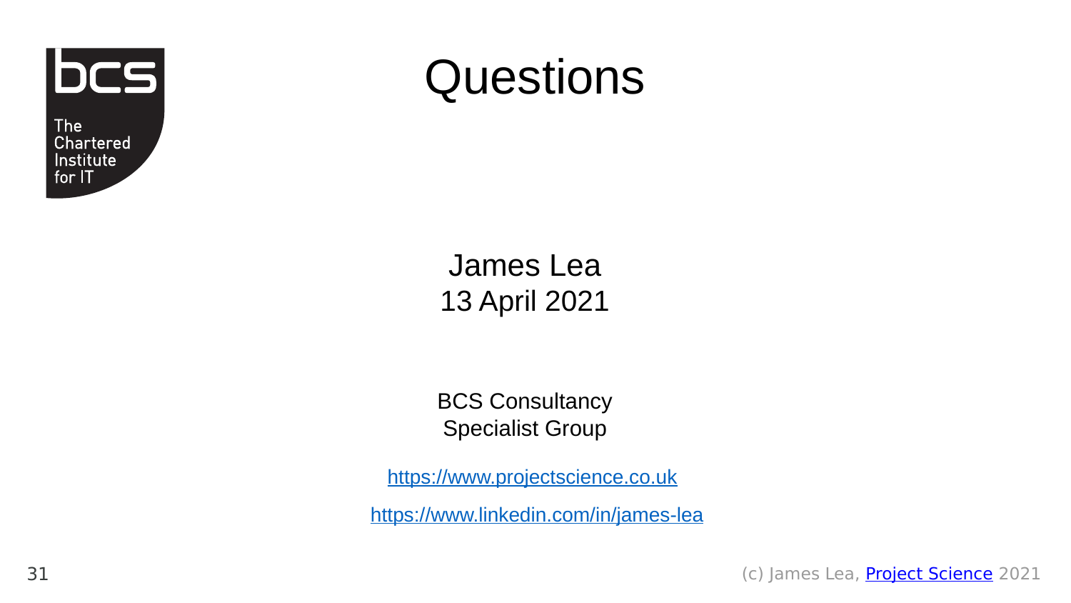# Questions

James Lea
13 April 2021

BCS Consultancy
Specialist Group

https://www.projectscience.co.uk

https://www.linkedin.com/in/james-lea